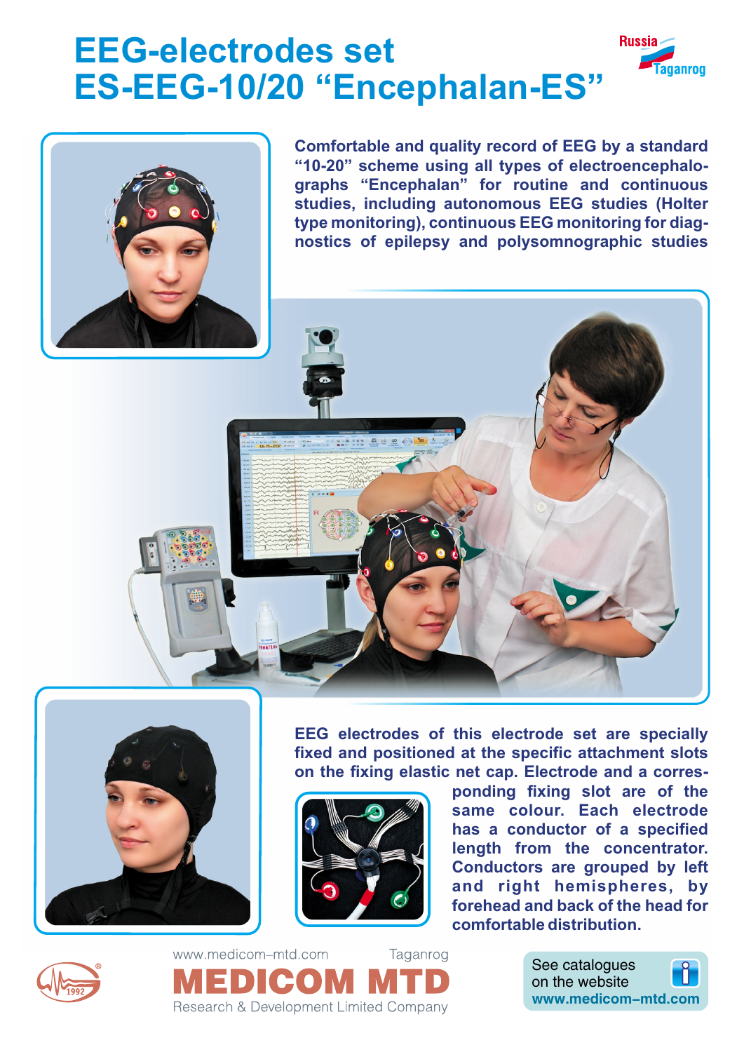# EEG-electrodes set ES-EEG-10/20 "Encephalan-ES"

Russia
Taganrog

**Comfortable and quality record of EEG by a standard "10-20" scheme using all types of electroencephalographs "Encephalan" for routine and continuous studies, including autonomous EEG studies (Holter type monitoring), continuous EEG monitoring for diagnostics of epilepsy and polysomnographic studies**

**EEG electrodes of this electrode set are specially fixed and positioned at the specific attachment slots on the fixing elastic net cap. Electrode and a corresponding fixing slot are of the same colour. Each electrode has a conductor of a specified length from the concentrator. Conductors are grouped by left and right hemispheres, by forehead and back of the head for comfortable distribution.**

www.medicom–mtd.com Taganrog

**MEDICOM MTD**

Research & Development Limited Company

See catalogues on the website
**www.medicom–mtd.com**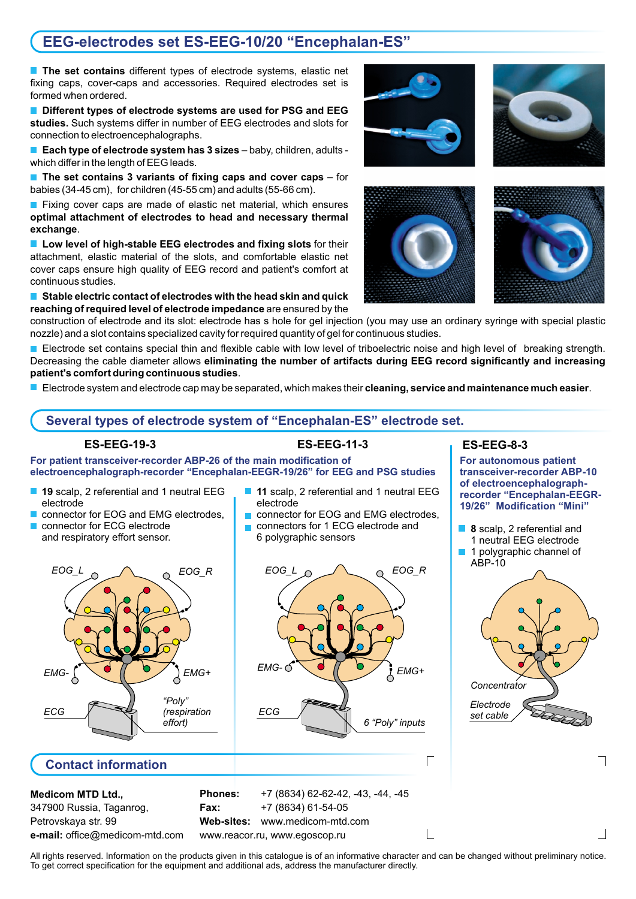# EEG-electrodes set ES-EEG-10/20 “Encephalan-ES”

- **The set contains** different types of electrode systems, elastic net fixing caps, cover-caps and accessories. Required electrodes set is formed when ordered.
- **Different types of electrode systems are used for PSG and EEG studies.** Such systems differ in number of EEG electrodes and slots for connection to electroencephalographs.
- **Each type of electrode system has 3 sizes** – baby, children, adults - which differ in the length of EEG leads.
- **The set contains 3 variants of fixing caps and cover caps** – for babies (34-45 cm), for children (45-55 cm) and adults (55-66 cm).
- Fixing cover caps are made of elastic net material, which ensures **optimal attachment of electrodes to head and necessary thermal exchange**.
- **Low level of high-stable EEG electrodes and fixing slots** for their attachment, elastic material of the slots, and comfortable elastic net cover caps ensure high quality of EEG record and patient's comfort at continuous studies.
- **Stable electric contact of electrodes with the head skin and quick reaching of required level of electrode impedance** are ensured by the construction of electrode and its slot: electrode has s hole for gel injection (you may use an ordinary syringe with special plastic nozzle) and a slot contains specialized cavity for required quantity of gel for continuous studies.
- Electrode set contains special thin and flexible cable with low level of triboelectric noise and high level of breaking strength. Decreasing the cable diameter allows **eliminating the number of artifacts during EEG record significantly and increasing patient's comfort during continuous studies**.
- Electrode system and electrode cap may be separated, which makes their **cleaning, service and maintenance much easier**.

## Several types of electrode system of “Encephalan-ES” electrode set.

### ES-EEG-19-3 and ES-EEG-11-3

**For patient transceiver-recorder ABP-26 of the main modification of electroencephalograph-recorder “Encephalan-EEGR-19/26” for EEG and PSG studies**

**ES-EEG-19-3**

- **19** scalp, 2 referential and 1 neutral EEG electrode
- connector for EOG and EMG electrodes,
- connector for ECG electrode and respiratory effort sensor.

EOG_L
EOG_R
EMG-
EMG+
ECG
“Poly” (respiration effort)

**ES-EEG-11-3**

- **11** scalp, 2 referential and 1 neutral EEG electrode
- connector for EOG and EMG electrodes,
- connectors for 1 ECG electrode and 6 polygraphic sensors

EOG_L
EOG_R
EMG-
EMG+
ECG
6 “Poly” inputs

### ES-EEG-8-3

**For autonomous patient transceiver-recorder ABP-10 of electroencephalograph-recorder “Encephalan-EEGR-19/26” Modification “Mini”**

- **8** scalp, 2 referential and 1 neutral EEG electrode
- 1 polygraphic channel of ABP-10

Concentrator
Electrode set cable

## Contact information

**Medicom MTD Ltd.,**
347900 Russia, Taganrog,
Petrovskaya str. 99
**e-mail:** office@medicom-mtd.com

**Phones:** +7 (8634) 62-62-42, -43, -44, -45
**Fax:** +7 (8634) 61-54-05
**Web-sites:** www.medicom-mtd.com
www.reacor.ru, www.egoscop.ru

All rights reserved. Information on the products given in this catalogue is of an informative character and can be changed without preliminary notice. To get correct specification for the equipment and additional ads, address the manufacturer directly.